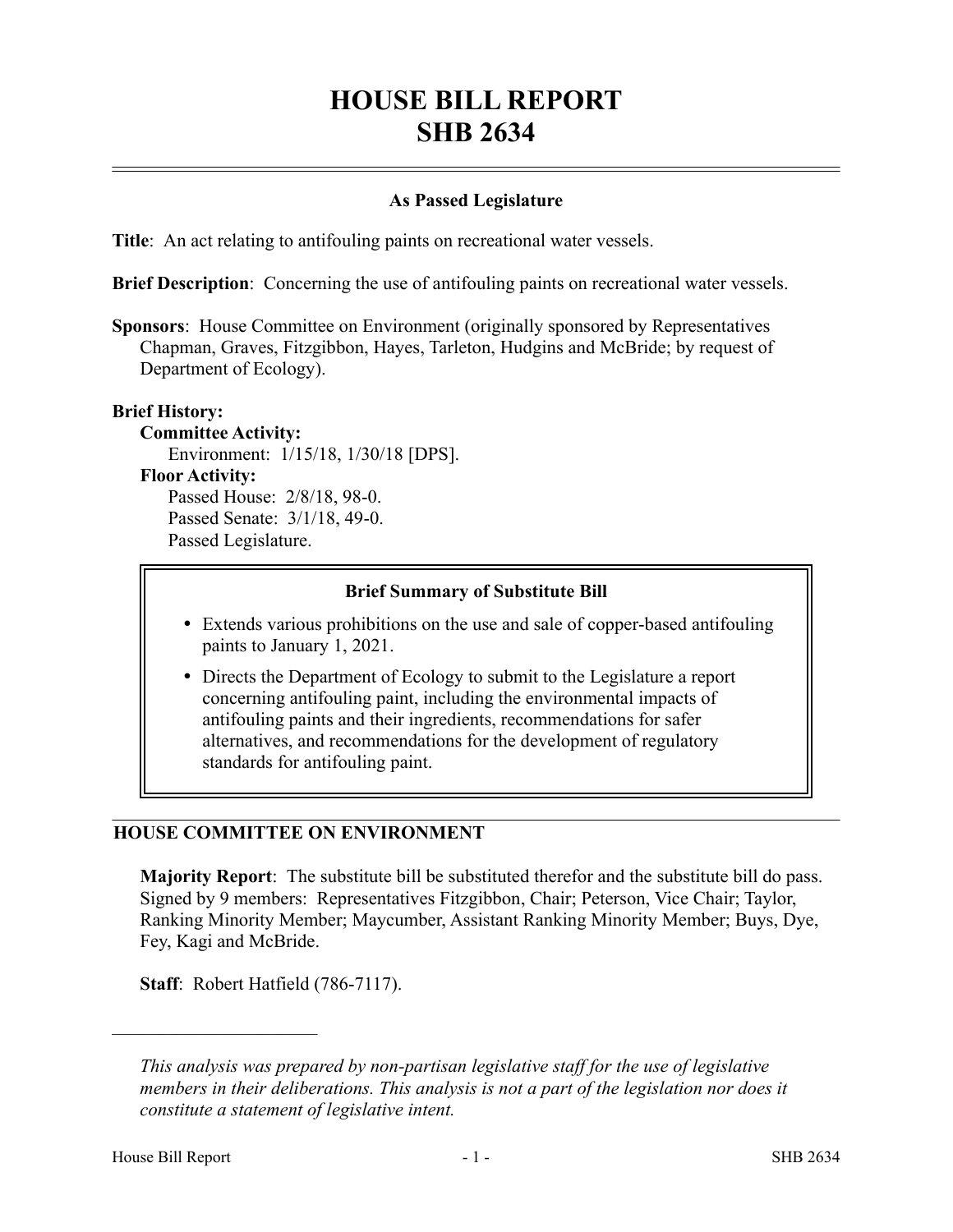# HOUSE BILL REPORT
# SHB 2634

## As Passed Legislature

**Title**: An act relating to antifouling paints on recreational water vessels.

**Brief Description**: Concerning the use of antifouling paints on recreational water vessels.

**Sponsors**: House Committee on Environment (originally sponsored by Representatives Chapman, Graves, Fitzgibbon, Hayes, Tarleton, Hudgins and McBride; by request of Department of Ecology).

**Brief History:**

**Committee Activity:**

Environment: 1/15/18, 1/30/18 [DPS].

**Floor Activity:**

Passed House: 2/8/18, 98-0.

Passed Senate: 3/1/18, 49-0.

Passed Legislature.

### Brief Summary of Substitute Bill

- Extends various prohibitions on the use and sale of copper-based antifouling paints to January 1, 2021.
- Directs the Department of Ecology to submit to the Legislature a report concerning antifouling paint, including the environmental impacts of antifouling paints and their ingredients, recommendations for safer alternatives, and recommendations for the development of regulatory standards for antifouling paint.

## HOUSE COMMITTEE ON ENVIRONMENT

**Majority Report**: The substitute bill be substituted therefor and the substitute bill do pass. Signed by 9 members: Representatives Fitzgibbon, Chair; Peterson, Vice Chair; Taylor, Ranking Minority Member; Maycumber, Assistant Ranking Minority Member; Buys, Dye, Fey, Kagi and McBride.

**Staff**: Robert Hatfield (786-7117).

---

*This analysis was prepared by non-partisan legislative staff for the use of legislative members in their deliberations. This analysis is not a part of the legislation nor does it constitute a statement of legislative intent.*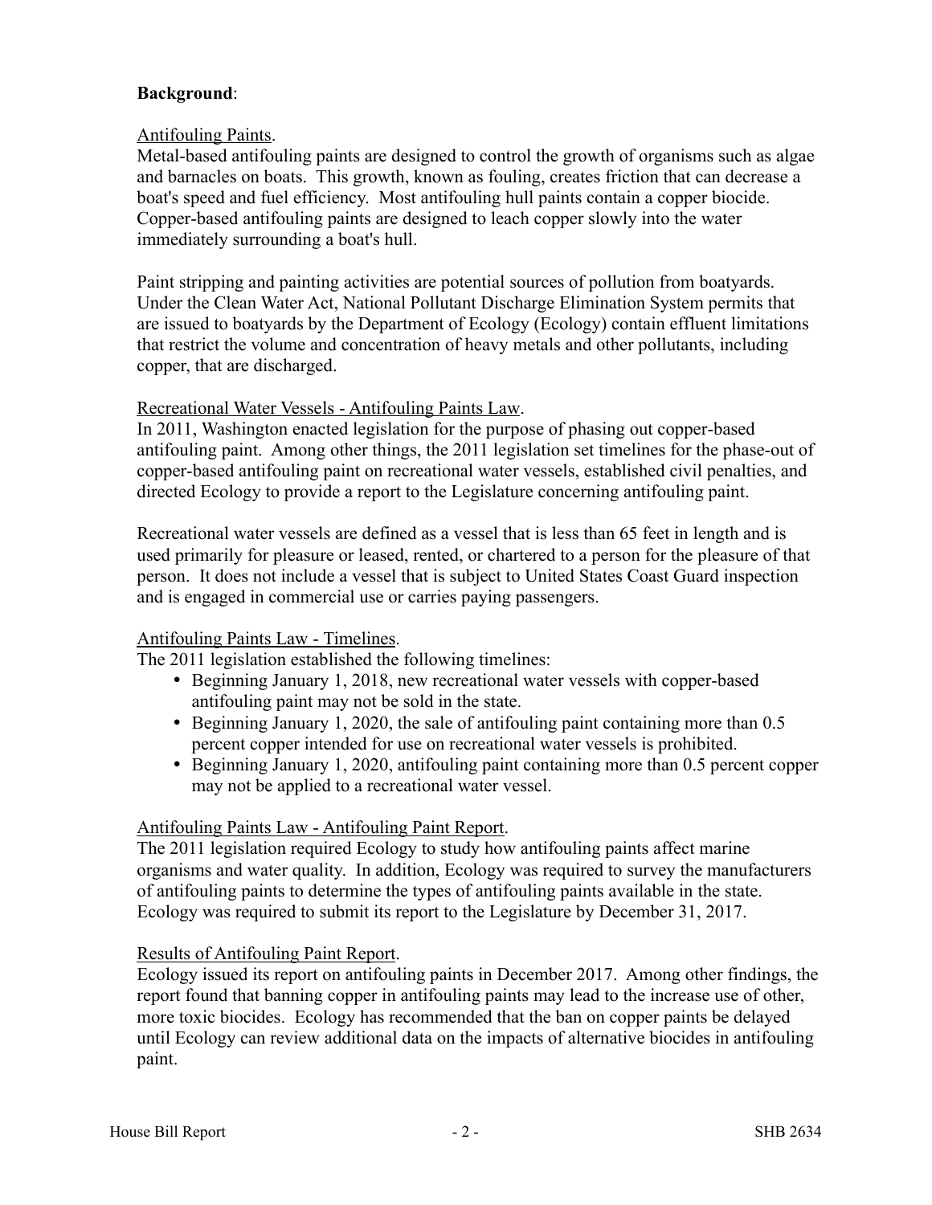**Background**:

Antifouling Paints.

Metal-based antifouling paints are designed to control the growth of organisms such as algae and barnacles on boats. This growth, known as fouling, creates friction that can decrease a boat's speed and fuel efficiency. Most antifouling hull paints contain a copper biocide. Copper-based antifouling paints are designed to leach copper slowly into the water immediately surrounding a boat's hull.

Paint stripping and painting activities are potential sources of pollution from boatyards. Under the Clean Water Act, National Pollutant Discharge Elimination System permits that are issued to boatyards by the Department of Ecology (Ecology) contain effluent limitations that restrict the volume and concentration of heavy metals and other pollutants, including copper, that are discharged.

Recreational Water Vessels - Antifouling Paints Law.

In 2011, Washington enacted legislation for the purpose of phasing out copper-based antifouling paint. Among other things, the 2011 legislation set timelines for the phase-out of copper-based antifouling paint on recreational water vessels, established civil penalties, and directed Ecology to provide a report to the Legislature concerning antifouling paint.

Recreational water vessels are defined as a vessel that is less than 65 feet in length and is used primarily for pleasure or leased, rented, or chartered to a person for the pleasure of that person. It does not include a vessel that is subject to United States Coast Guard inspection and is engaged in commercial use or carries paying passengers.

Antifouling Paints Law - Timelines.

The 2011 legislation established the following timelines:

- Beginning January 1, 2018, new recreational water vessels with copper-based antifouling paint may not be sold in the state.
- Beginning January 1, 2020, the sale of antifouling paint containing more than 0.5 percent copper intended for use on recreational water vessels is prohibited.
- Beginning January 1, 2020, antifouling paint containing more than 0.5 percent copper may not be applied to a recreational water vessel.

Antifouling Paints Law - Antifouling Paint Report.

The 2011 legislation required Ecology to study how antifouling paints affect marine organisms and water quality. In addition, Ecology was required to survey the manufacturers of antifouling paints to determine the types of antifouling paints available in the state. Ecology was required to submit its report to the Legislature by December 31, 2017.

Results of Antifouling Paint Report.

Ecology issued its report on antifouling paints in December 2017. Among other findings, the report found that banning copper in antifouling paints may lead to the increase use of other, more toxic biocides. Ecology has recommended that the ban on copper paints be delayed until Ecology can review additional data on the impacts of alternative biocides in antifouling paint.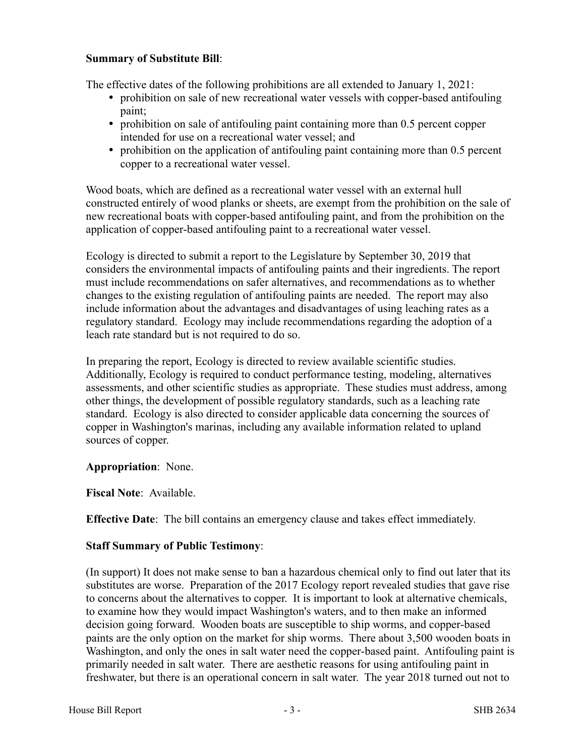**Summary of Substitute Bill**:

The effective dates of the following prohibitions are all extended to January 1, 2021:

- prohibition on sale of new recreational water vessels with copper-based antifouling paint;
- prohibition on sale of antifouling paint containing more than 0.5 percent copper intended for use on a recreational water vessel; and
- prohibition on the application of antifouling paint containing more than 0.5 percent copper to a recreational water vessel.

Wood boats, which are defined as a recreational water vessel with an external hull constructed entirely of wood planks or sheets, are exempt from the prohibition on the sale of new recreational boats with copper-based antifouling paint, and from the prohibition on the application of copper-based antifouling paint to a recreational water vessel.

Ecology is directed to submit a report to the Legislature by September 30, 2019 that considers the environmental impacts of antifouling paints and their ingredients. The report must include recommendations on safer alternatives, and recommendations as to whether changes to the existing regulation of antifouling paints are needed. The report may also include information about the advantages and disadvantages of using leaching rates as a regulatory standard. Ecology may include recommendations regarding the adoption of a leach rate standard but is not required to do so.

In preparing the report, Ecology is directed to review available scientific studies. Additionally, Ecology is required to conduct performance testing, modeling, alternatives assessments, and other scientific studies as appropriate. These studies must address, among other things, the development of possible regulatory standards, such as a leaching rate standard. Ecology is also directed to consider applicable data concerning the sources of copper in Washington's marinas, including any available information related to upland sources of copper.

**Appropriation**: None.

**Fiscal Note**: Available.

**Effective Date**: The bill contains an emergency clause and takes effect immediately.

**Staff Summary of Public Testimony**:

(In support) It does not make sense to ban a hazardous chemical only to find out later that its substitutes are worse. Preparation of the 2017 Ecology report revealed studies that gave rise to concerns about the alternatives to copper. It is important to look at alternative chemicals, to examine how they would impact Washington's waters, and to then make an informed decision going forward. Wooden boats are susceptible to ship worms, and copper-based paints are the only option on the market for ship worms. There about 3,500 wooden boats in Washington, and only the ones in salt water need the copper-based paint. Antifouling paint is primarily needed in salt water. There are aesthetic reasons for using antifouling paint in freshwater, but there is an operational concern in salt water. The year 2018 turned out not to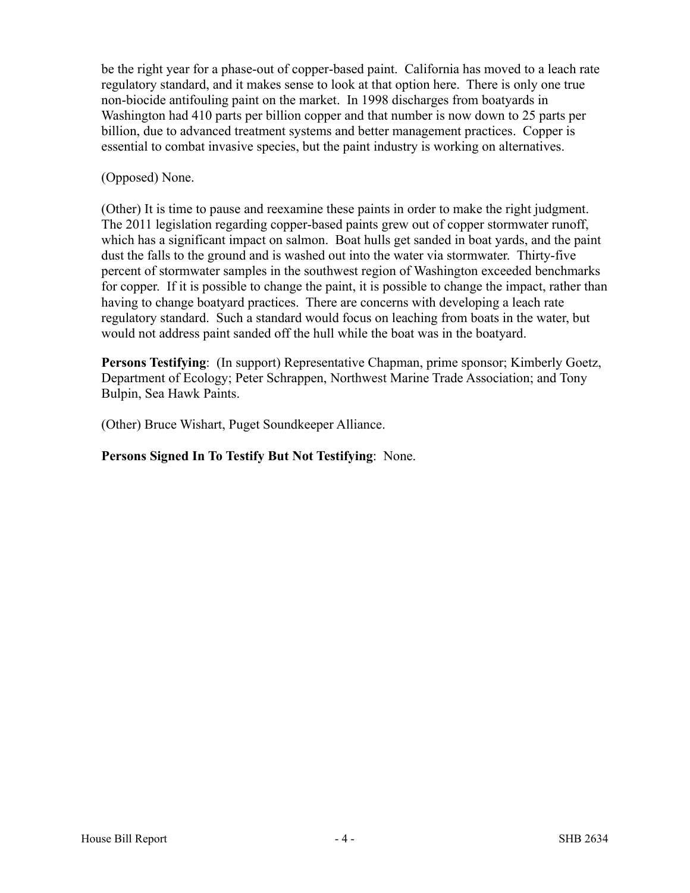be the right year for a phase-out of copper-based paint. California has moved to a leach rate regulatory standard, and it makes sense to look at that option here. There is only one true non-biocide antifouling paint on the market. In 1998 discharges from boatyards in Washington had 410 parts per billion copper and that number is now down to 25 parts per billion, due to advanced treatment systems and better management practices. Copper is essential to combat invasive species, but the paint industry is working on alternatives.

(Opposed) None.

(Other) It is time to pause and reexamine these paints in order to make the right judgment. The 2011 legislation regarding copper-based paints grew out of copper stormwater runoff, which has a significant impact on salmon. Boat hulls get sanded in boat yards, and the paint dust the falls to the ground and is washed out into the water via stormwater. Thirty-five percent of stormwater samples in the southwest region of Washington exceeded benchmarks for copper. If it is possible to change the paint, it is possible to change the impact, rather than having to change boatyard practices. There are concerns with developing a leach rate regulatory standard. Such a standard would focus on leaching from boats in the water, but would not address paint sanded off the hull while the boat was in the boatyard.

**Persons Testifying**: (In support) Representative Chapman, prime sponsor; Kimberly Goetz, Department of Ecology; Peter Schrappen, Northwest Marine Trade Association; and Tony Bulpin, Sea Hawk Paints.

(Other) Bruce Wishart, Puget Soundkeeper Alliance.

**Persons Signed In To Testify But Not Testifying**: None.